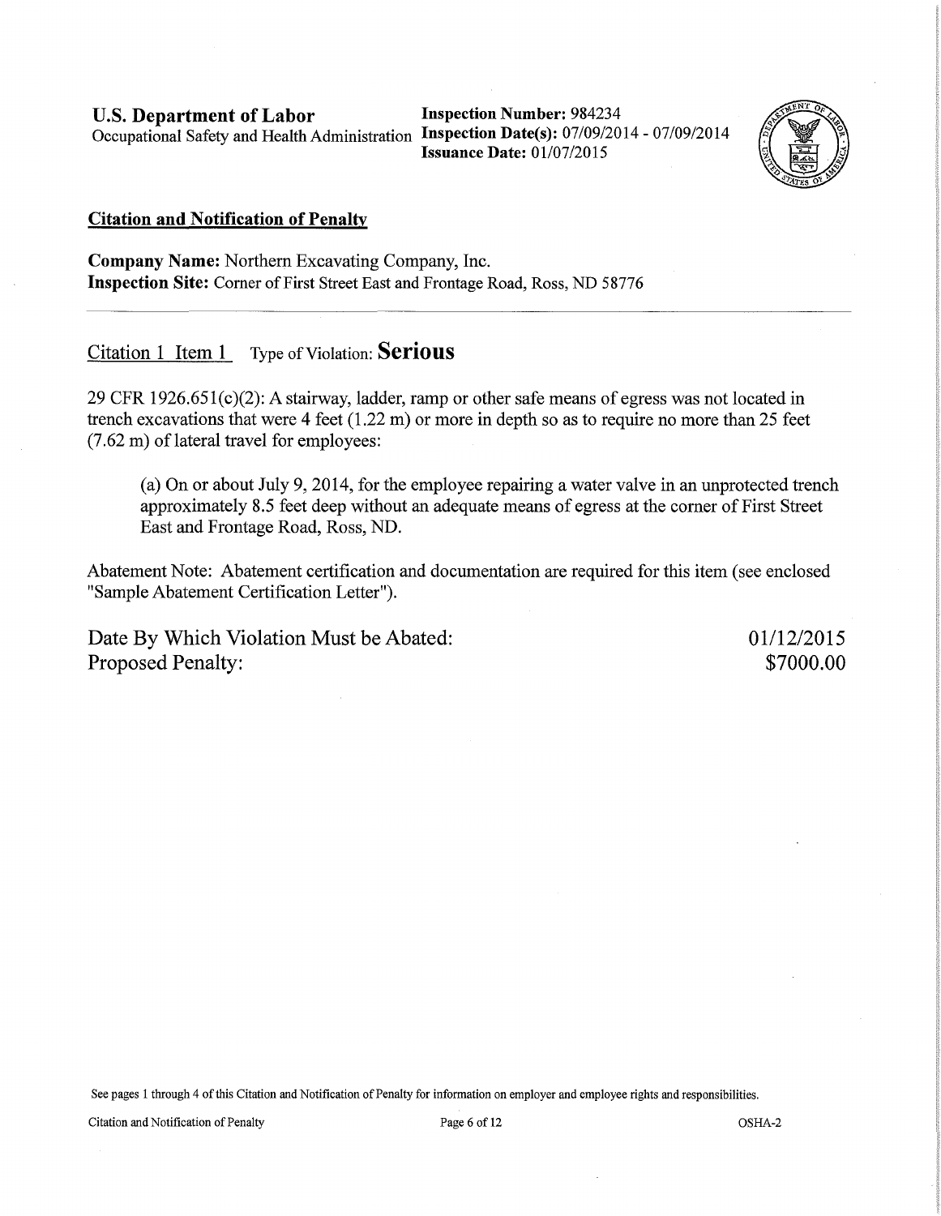**U.S. Department of Labor**
Occupational Safety and Health Administration

**Inspection Number:** 984234
**Inspection Date(s):** 07/09/2014 - 07/09/2014
**Issuance Date:** 01/07/2015

## Citation and Notification of Penalty

**Company Name:** Northern Excavating Company, Inc.
**Inspection Site:** Corner of First Street East and Frontage Road, Ross, ND 58776

---

### Citation 1 Item 1 Type of Violation: **Serious**

29 CFR 1926.651(c)(2): A stairway, ladder, ramp or other safe means of egress was not located in trench excavations that were 4 feet (1.22 m) or more in depth so as to require no more than 25 feet (7.62 m) of lateral travel for employees:

(a) On or about July 9, 2014, for the employee repairing a water valve in an unprotected trench approximately 8.5 feet deep without an adequate means of egress at the corner of First Street East and Frontage Road, Ross, ND.

Abatement Note: Abatement certification and documentation are required for this item (see enclosed "Sample Abatement Certification Letter").

| | |
|---|---|
| Date By Which Violation Must be Abated: | 01/12/2015 |
| Proposed Penalty: | $7000.00 |

See pages 1 through 4 of this Citation and Notification of Penalty for information on employer and employee rights and responsibilities.

Citation and Notification of Penalty OSHA-2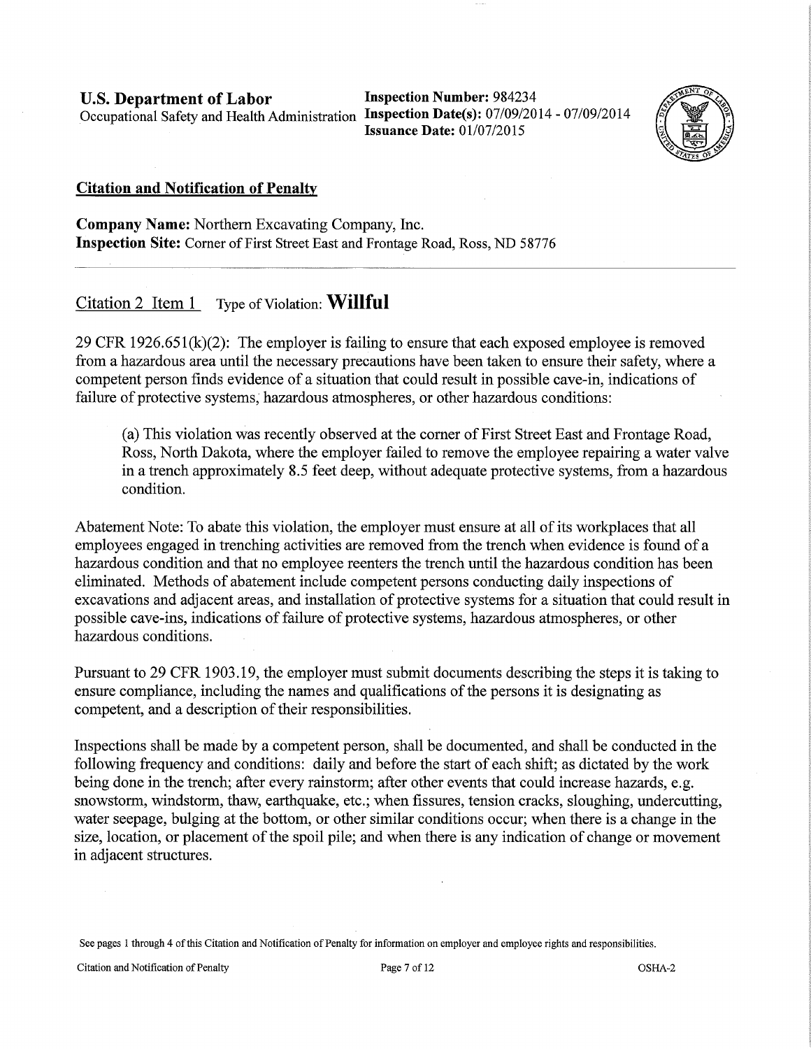**U.S. Department of Labor**
Occupational Safety and Health Administration

**Inspection Number:** 984234
**Inspection Date(s):** 07/09/2014 - 07/09/2014
**Issuance Date:** 01/07/2015

## Citation and Notification of Penalty

**Company Name:** Northern Excavating Company, Inc.
**Inspection Site:** Corner of First Street East and Frontage Road, Ross, ND 58776

---

### Citation 2 Item 1 Type of Violation: **Willful**

29 CFR 1926.651(k)(2): The employer is failing to ensure that each exposed employee is removed from a hazardous area until the necessary precautions have been taken to ensure their safety, where a competent person finds evidence of a situation that could result in possible cave-in, indications of failure of protective systems, hazardous atmospheres, or other hazardous conditions:

> (a) This violation was recently observed at the corner of First Street East and Frontage Road, Ross, North Dakota, where the employer failed to remove the employee repairing a water valve in a trench approximately 8.5 feet deep, without adequate protective systems, from a hazardous condition.

Abatement Note: To abate this violation, the employer must ensure at all of its workplaces that all employees engaged in trenching activities are removed from the trench when evidence is found of a hazardous condition and that no employee reenters the trench until the hazardous condition has been eliminated. Methods of abatement include competent persons conducting daily inspections of excavations and adjacent areas, and installation of protective systems for a situation that could result in possible cave-ins, indications of failure of protective systems, hazardous atmospheres, or other hazardous conditions.

Pursuant to 29 CFR 1903.19, the employer must submit documents describing the steps it is taking to ensure compliance, including the names and qualifications of the persons it is designating as competent, and a description of their responsibilities.

Inspections shall be made by a competent person, shall be documented, and shall be conducted in the following frequency and conditions: daily and before the start of each shift; as dictated by the work being done in the trench; after every rainstorm; after other events that could increase hazards, e.g. snowstorm, windstorm, thaw, earthquake, etc.; when fissures, tension cracks, sloughing, undercutting, water seepage, bulging at the bottom, or other similar conditions occur; when there is a change in the size, location, or placement of the spoil pile; and when there is any indication of change or movement in adjacent structures.

See pages 1 through 4 of this Citation and Notification of Penalty for information on employer and employee rights and responsibilities.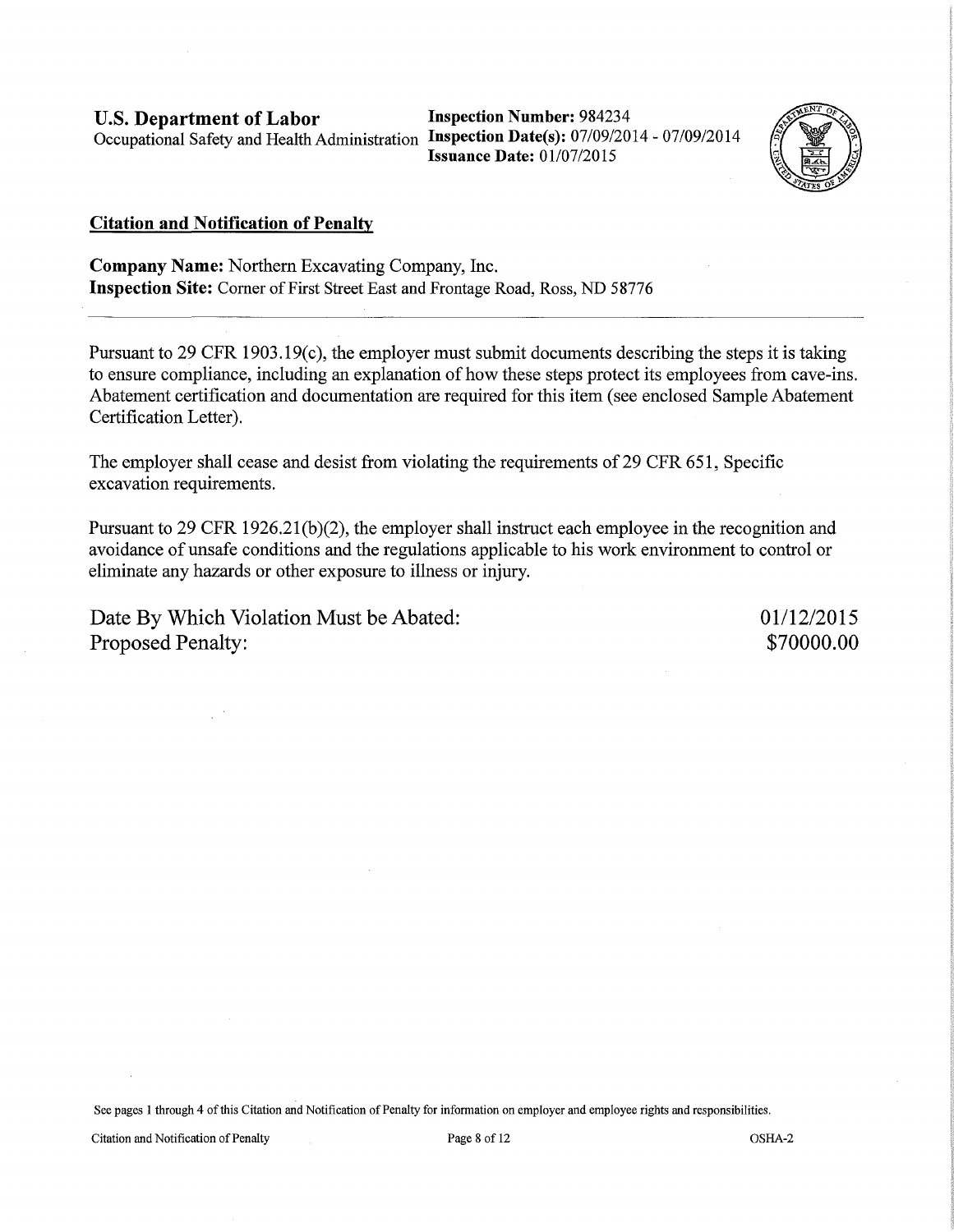**U.S. Department of Labor**
Occupational Safety and Health Administration

**Inspection Number:** 984234
**Inspection Date(s):** 07/09/2014 - 07/09/2014
**Issuance Date:** 01/07/2015

## Citation and Notification of Penalty

**Company Name:** Northern Excavating Company, Inc.
**Inspection Site:** Corner of First Street East and Frontage Road, Ross, ND 58776

---

Pursuant to 29 CFR 1903.19(c), the employer must submit documents describing the steps it is taking to ensure compliance, including an explanation of how these steps protect its employees from cave-ins. Abatement certification and documentation are required for this item (see enclosed Sample Abatement Certification Letter).

The employer shall cease and desist from violating the requirements of 29 CFR 651, Specific excavation requirements.

Pursuant to 29 CFR 1926.21(b)(2), the employer shall instruct each employee in the recognition and avoidance of unsafe conditions and the regulations applicable to his work environment to control or eliminate any hazards or other exposure to illness or injury.

| | |
|---|---|
| Date By Which Violation Must be Abated: | 01/12/2015 |
| Proposed Penalty: | $70000.00 |

See pages 1 through 4 of this Citation and Notification of Penalty for information on employer and employee rights and responsibilities.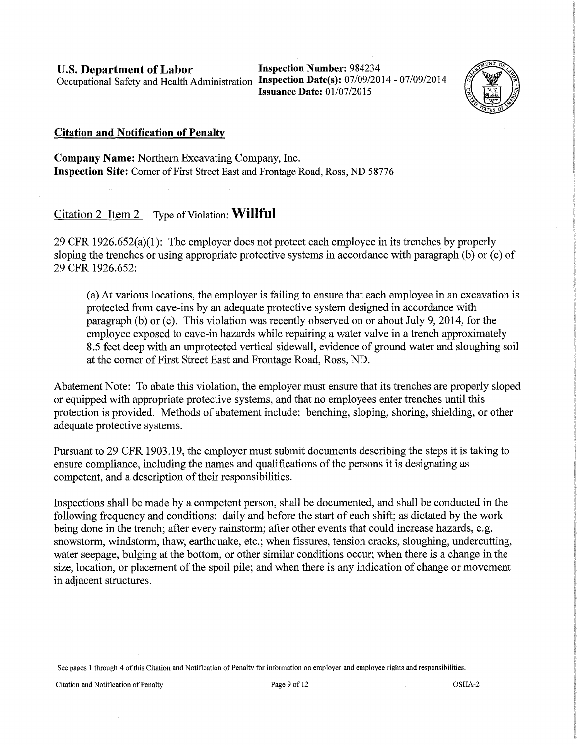**U.S. Department of Labor**
Occupational Safety and Health Administration

**Inspection Number:** 984234
**Inspection Date(s):** 07/09/2014 - 07/09/2014
**Issuance Date:** 01/07/2015

## Citation and Notification of Penalty

**Company Name:** Northern Excavating Company, Inc.
**Inspection Site:** Corner of First Street East and Frontage Road, Ross, ND 58776

---

### Citation 2 Item 2 Type of Violation: **Willful**

29 CFR 1926.652(a)(1): The employer does not protect each employee in its trenches by properly sloping the trenches or using appropriate protective systems in accordance with paragraph (b) or (c) of 29 CFR 1926.652:

> (a) At various locations, the employer is failing to ensure that each employee in an excavation is protected from cave-ins by an adequate protective system designed in accordance with paragraph (b) or (c). This violation was recently observed on or about July 9, 2014, for the employee exposed to cave-in hazards while repairing a water valve in a trench approximately 8.5 feet deep with an unprotected vertical sidewall, evidence of ground water and sloughing soil at the corner of First Street East and Frontage Road, Ross, ND.

Abatement Note: To abate this violation, the employer must ensure that its trenches are properly sloped or equipped with appropriate protective systems, and that no employees enter trenches until this protection is provided. Methods of abatement include: benching, sloping, shoring, shielding, or other adequate protective systems.

Pursuant to 29 CFR 1903.19, the employer must submit documents describing the steps it is taking to ensure compliance, including the names and qualifications of the persons it is designating as competent, and a description of their responsibilities.

Inspections shall be made by a competent person, shall be documented, and shall be conducted in the following frequency and conditions: daily and before the start of each shift; as dictated by the work being done in the trench; after every rainstorm; after other events that could increase hazards, e.g. snowstorm, windstorm, thaw, earthquake, etc.; when fissures, tension cracks, sloughing, undercutting, water seepage, bulging at the bottom, or other similar conditions occur; when there is a change in the size, location, or placement of the spoil pile; and when there is any indication of change or movement in adjacent structures.

See pages 1 through 4 of this Citation and Notification of Penalty for information on employer and employee rights and responsibilities.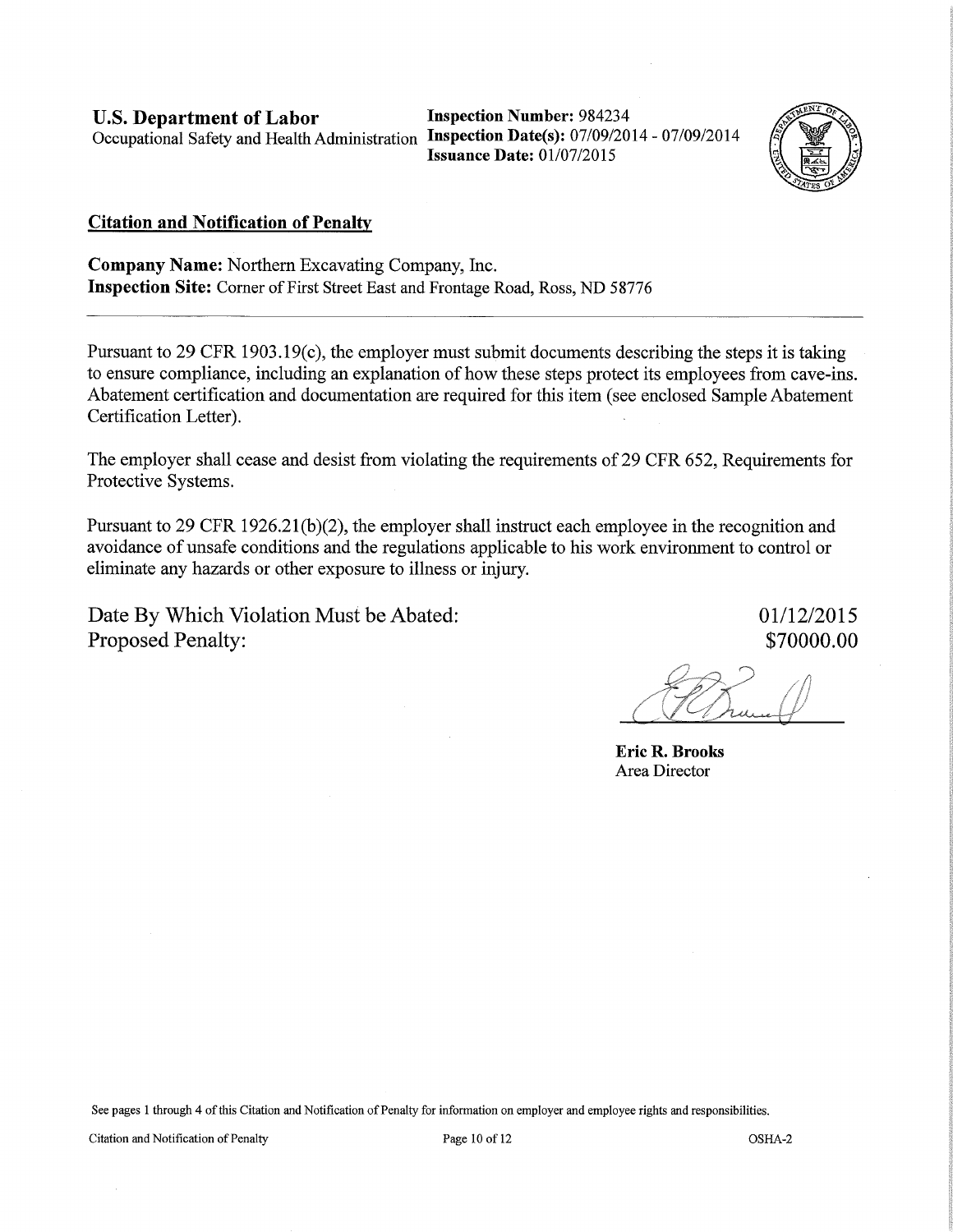**U.S. Department of Labor**
Occupational Safety and Health Administration

**Inspection Number:** 984234
**Inspection Date(s):** 07/09/2014 - 07/09/2014
**Issuance Date:** 01/07/2015

## Citation and Notification of Penalty

**Company Name:** Northern Excavating Company, Inc.
**Inspection Site:** Corner of First Street East and Frontage Road, Ross, ND 58776

---

Pursuant to 29 CFR 1903.19(c), the employer must submit documents describing the steps it is taking to ensure compliance, including an explanation of how these steps protect its employees from cave-ins. Abatement certification and documentation are required for this item (see enclosed Sample Abatement Certification Letter).

The employer shall cease and desist from violating the requirements of 29 CFR 652, Requirements for Protective Systems.

Pursuant to 29 CFR 1926.21(b)(2), the employer shall instruct each employee in the recognition and avoidance of unsafe conditions and the regulations applicable to his work environment to control or eliminate any hazards or other exposure to illness or injury.

| | |
|---|---|
| Date By Which Violation Must be Abated: | 01/12/2015 |
| Proposed Penalty: | $70000.00 |

**Eric R. Brooks**
Area Director

See pages 1 through 4 of this Citation and Notification of Penalty for information on employer and employee rights and responsibilities.